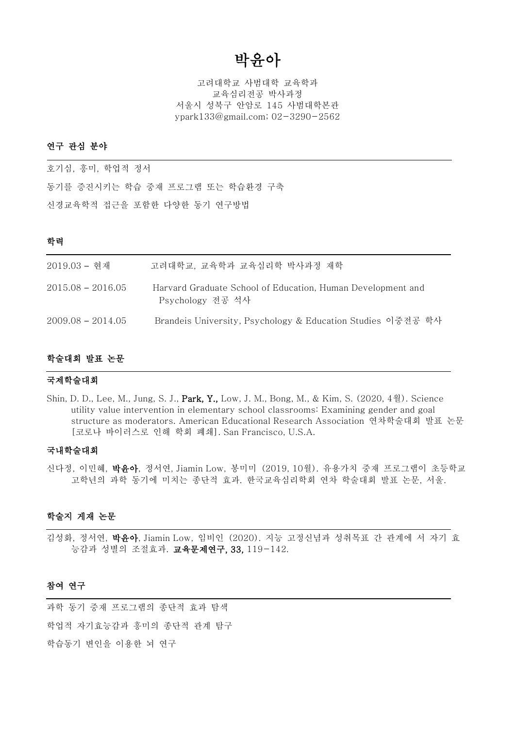# 박윤아

고려대학교 사범대학 교육학과
교육심리전공 박사과정
서울시 성북구 안암로 145 사범대학본관
ypark133@gmail.com; 02-3290-2562

## 연구 관심 분야

호기심, 흥미, 학업적 정서

동기를 증진시키는 학습 중재 프로그램 또는 학습환경 구축

신경교육학적 접근을 포함한 다양한 동기 연구방법

## 학력

| | |
|---|---|
| 2019.03 – 현재 | 고려대학교, 교육학과 교육심리학 박사과정 재학 |
| 2015.08 – 2016.05 | Harvard Graduate School of Education, Human Development and Psychology 전공 석사 |
| 2009.08 – 2014.05 | Brandeis University, Psychology & Education Studies 이중전공 학사 |

## 학술대회 발표 논문

### 국제학술대회

Shin, D. D., Lee, M., Jung, S. J., **Park, Y.,** Low, J. M., Bong, M., & Kim, S. (2020, 4월). Science utility value intervention in elementary school classrooms: Examining gender and goal structure as moderators. American Educational Research Association 연차학술대회 발표 논문 [코로나 바이러스로 인해 학회 폐쇄]. San Francisco, U.S.A.

### 국내학술대회

신다정, 이민혜, **박윤아**, 정서연, Jiamin Low, 봉미미 (2019, 10월). 유용가치 중재 프로그램이 초등학교 고학년의 과학 동기에 미치는 종단적 효과. 한국교육심리학회 연차 학술대회 발표 논문, 서울.

## 학술지 게재 논문

김성화, 정서연, **박윤아**, Jiamin Low, 임비인 (2020). 지능 고정신념과 성취목표 간 관계에 서 자기 효능감과 성별의 조절효과. **교육문제연구, 33,** 119-142.

## 참여 연구

과학 동기 중재 프로그램의 종단적 효과 탐색

학업적 자기효능감과 흥미의 종단적 관계 탐구

학습동기 변인을 이용한 뇌 연구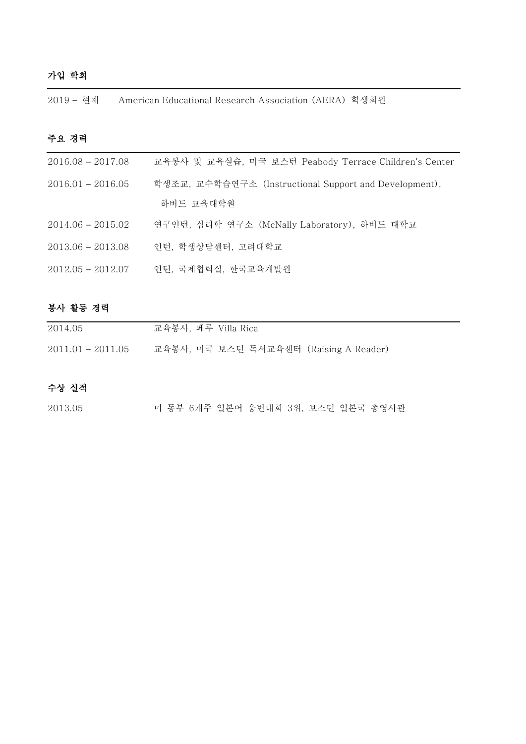## 가입 학회

| | |
|---|---|
| 2019 – 현재 | American Educational Research Association (AERA) 학생회원 |

## 주요 경력

| | |
|---|---|
| 2016.08 – 2017.08 | 교육봉사 및 교육실습, 미국 보스턴 Peabody Terrace Children's Center |
| 2016.01 – 2016.05 | 학생조교, 교수학습연구소 (Instructional Support and Development), 하버드 교육대학원 |
| 2014.06 – 2015.02 | 연구인턴, 심리학 연구소 (McNally Laboratory), 하버드 대학교 |
| 2013.06 – 2013.08 | 인턴, 학생상담센터, 고려대학교 |
| 2012.05 – 2012.07 | 인턴, 국제협력실, 한국교육개발원 |

## 봉사 활동 경력

| | |
|---|---|
| 2014.05 | 교육봉사, 페루 Villa Rica |
| 2011.01 – 2011.05 | 교육봉사, 미국 보스턴 독서교육센터 (Raising A Reader) |

## 수상 실적

| | |
|---|---|
| 2013.05 | 미 동부 6개주 일본어 웅변대회 3위, 보스턴 일본국 총영사관 |